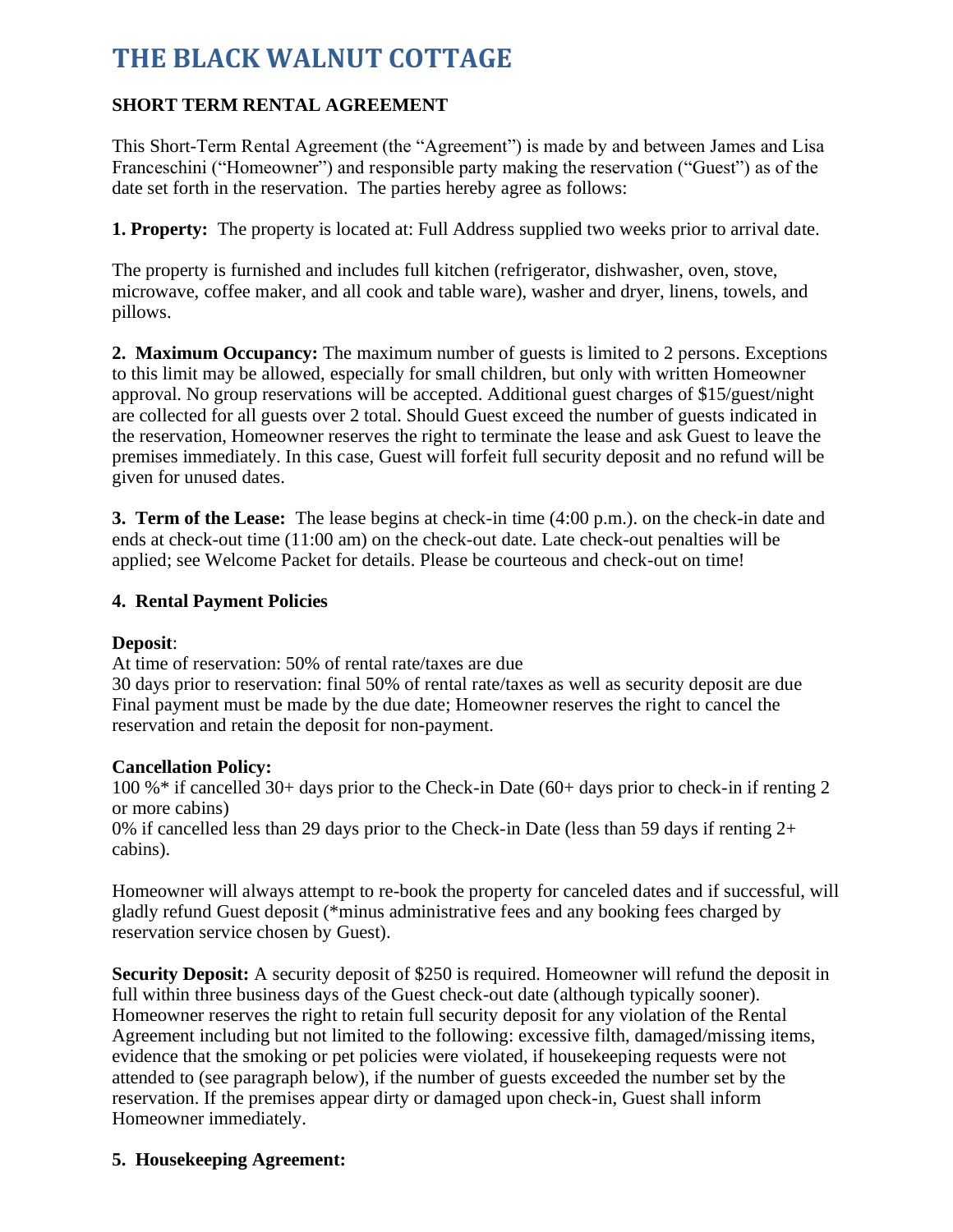# THE BLACK WALNUT COTTAGE

**SHORT TERM RENTAL AGREEMENT**

This Short-Term Rental Agreement (the "Agreement") is made by and between James and Lisa Franceschini ("Homeowner") and responsible party making the reservation ("Guest") as of the date set forth in the reservation. The parties hereby agree as follows:

**1. Property:** The property is located at: Full Address supplied two weeks prior to arrival date.

The property is furnished and includes full kitchen (refrigerator, dishwasher, oven, stove, microwave, coffee maker, and all cook and table ware), washer and dryer, linens, towels, and pillows.

**2. Maximum Occupancy:** The maximum number of guests is limited to 2 persons. Exceptions to this limit may be allowed, especially for small children, but only with written Homeowner approval. No group reservations will be accepted. Additional guest charges of $15/guest/night are collected for all guests over 2 total. Should Guest exceed the number of guests indicated in the reservation, Homeowner reserves the right to terminate the lease and ask Guest to leave the premises immediately. In this case, Guest will forfeit full security deposit and no refund will be given for unused dates.

**3. Term of the Lease:** The lease begins at check-in time (4:00 p.m.). on the check-in date and ends at check-out time (11:00 am) on the check-out date. Late check-out penalties will be applied; see Welcome Packet for details. Please be courteous and check-out on time!

**4. Rental Payment Policies**

**Deposit**:
At time of reservation: 50% of rental rate/taxes are due
30 days prior to reservation: final 50% of rental rate/taxes as well as security deposit are due
Final payment must be made by the due date; Homeowner reserves the right to cancel the reservation and retain the deposit for non-payment.

**Cancellation Policy:**
100 %* if cancelled 30+ days prior to the Check-in Date (60+ days prior to check-in if renting 2 or more cabins)
0% if cancelled less than 29 days prior to the Check-in Date (less than 59 days if renting 2+ cabins).

Homeowner will always attempt to re-book the property for canceled dates and if successful, will gladly refund Guest deposit (*minus administrative fees and any booking fees charged by reservation service chosen by Guest).

**Security Deposit:** A security deposit of $250 is required. Homeowner will refund the deposit in full within three business days of the Guest check-out date (although typically sooner). Homeowner reserves the right to retain full security deposit for any violation of the Rental Agreement including but not limited to the following: excessive filth, damaged/missing items, evidence that the smoking or pet policies were violated, if housekeeping requests were not attended to (see paragraph below), if the number of guests exceeded the number set by the reservation. If the premises appear dirty or damaged upon check-in, Guest shall inform Homeowner immediately.

**5. Housekeeping Agreement:**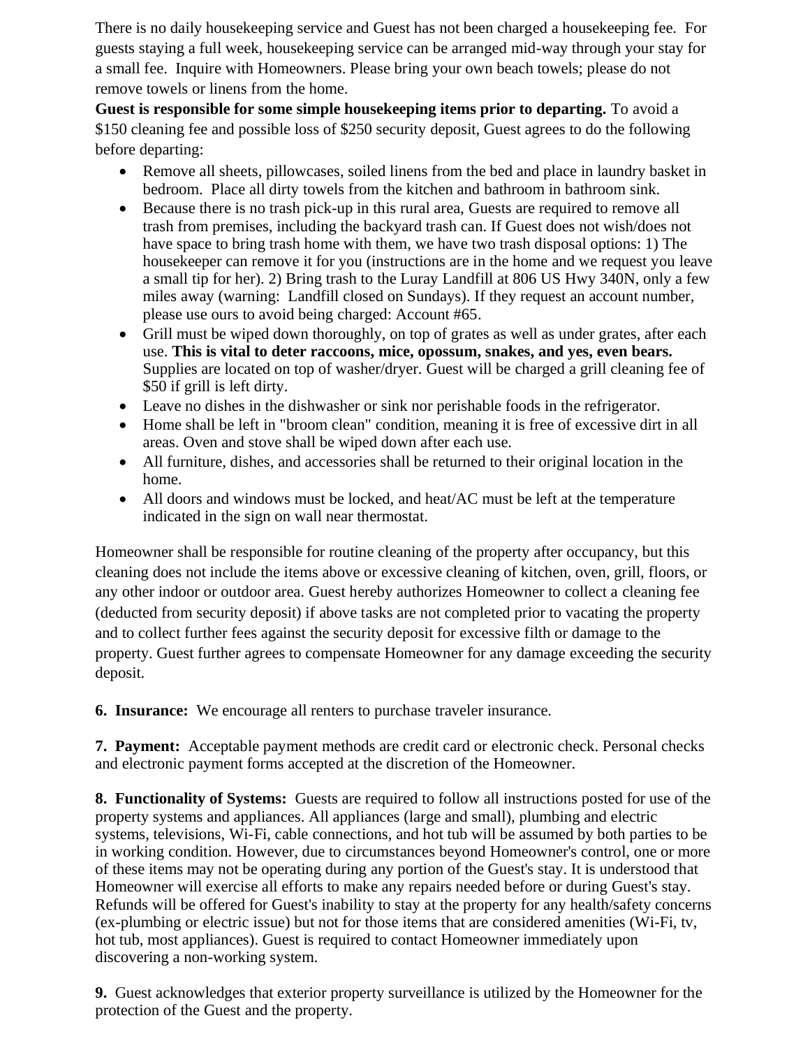There is no daily housekeeping service and Guest has not been charged a housekeeping fee. For guests staying a full week, housekeeping service can be arranged mid-way through your stay for a small fee. Inquire with Homeowners. Please bring your own beach towels; please do not remove towels or linens from the home.

**Guest is responsible for some simple housekeeping items prior to departing.** To avoid a $150 cleaning fee and possible loss of $250 security deposit, Guest agrees to do the following before departing:

- Remove all sheets, pillowcases, soiled linens from the bed and place in laundry basket in bedroom. Place all dirty towels from the kitchen and bathroom in bathroom sink.
- Because there is no trash pick-up in this rural area, Guests are required to remove all trash from premises, including the backyard trash can. If Guest does not wish/does not have space to bring trash home with them, we have two trash disposal options: 1) The housekeeper can remove it for you (instructions are in the home and we request you leave a small tip for her). 2) Bring trash to the Luray Landfill at 806 US Hwy 340N, only a few miles away (warning: Landfill closed on Sundays). If they request an account number, please use ours to avoid being charged: Account #65.
- Grill must be wiped down thoroughly, on top of grates as well as under grates, after each use. **This is vital to deter raccoons, mice, opossum, snakes, and yes, even bears.** Supplies are located on top of washer/dryer. Guest will be charged a grill cleaning fee of $50 if grill is left dirty.
- Leave no dishes in the dishwasher or sink nor perishable foods in the refrigerator.
- Home shall be left in "broom clean" condition, meaning it is free of excessive dirt in all areas. Oven and stove shall be wiped down after each use.
- All furniture, dishes, and accessories shall be returned to their original location in the home.
- All doors and windows must be locked, and heat/AC must be left at the temperature indicated in the sign on wall near thermostat.

Homeowner shall be responsible for routine cleaning of the property after occupancy, but this cleaning does not include the items above or excessive cleaning of kitchen, oven, grill, floors, or any other indoor or outdoor area. Guest hereby authorizes Homeowner to collect a cleaning fee (deducted from security deposit) if above tasks are not completed prior to vacating the property and to collect further fees against the security deposit for excessive filth or damage to the property. Guest further agrees to compensate Homeowner for any damage exceeding the security deposit.

**6. Insurance:** We encourage all renters to purchase traveler insurance.

**7. Payment:** Acceptable payment methods are credit card or electronic check. Personal checks and electronic payment forms accepted at the discretion of the Homeowner.

**8. Functionality of Systems:** Guests are required to follow all instructions posted for use of the property systems and appliances. All appliances (large and small), plumbing and electric systems, televisions, Wi-Fi, cable connections, and hot tub will be assumed by both parties to be in working condition. However, due to circumstances beyond Homeowner's control, one or more of these items may not be operating during any portion of the Guest's stay. It is understood that Homeowner will exercise all efforts to make any repairs needed before or during Guest's stay. Refunds will be offered for Guest's inability to stay at the property for any health/safety concerns (ex-plumbing or electric issue) but not for those items that are considered amenities (Wi-Fi, tv, hot tub, most appliances). Guest is required to contact Homeowner immediately upon discovering a non-working system.

**9.** Guest acknowledges that exterior property surveillance is utilized by the Homeowner for the protection of the Guest and the property.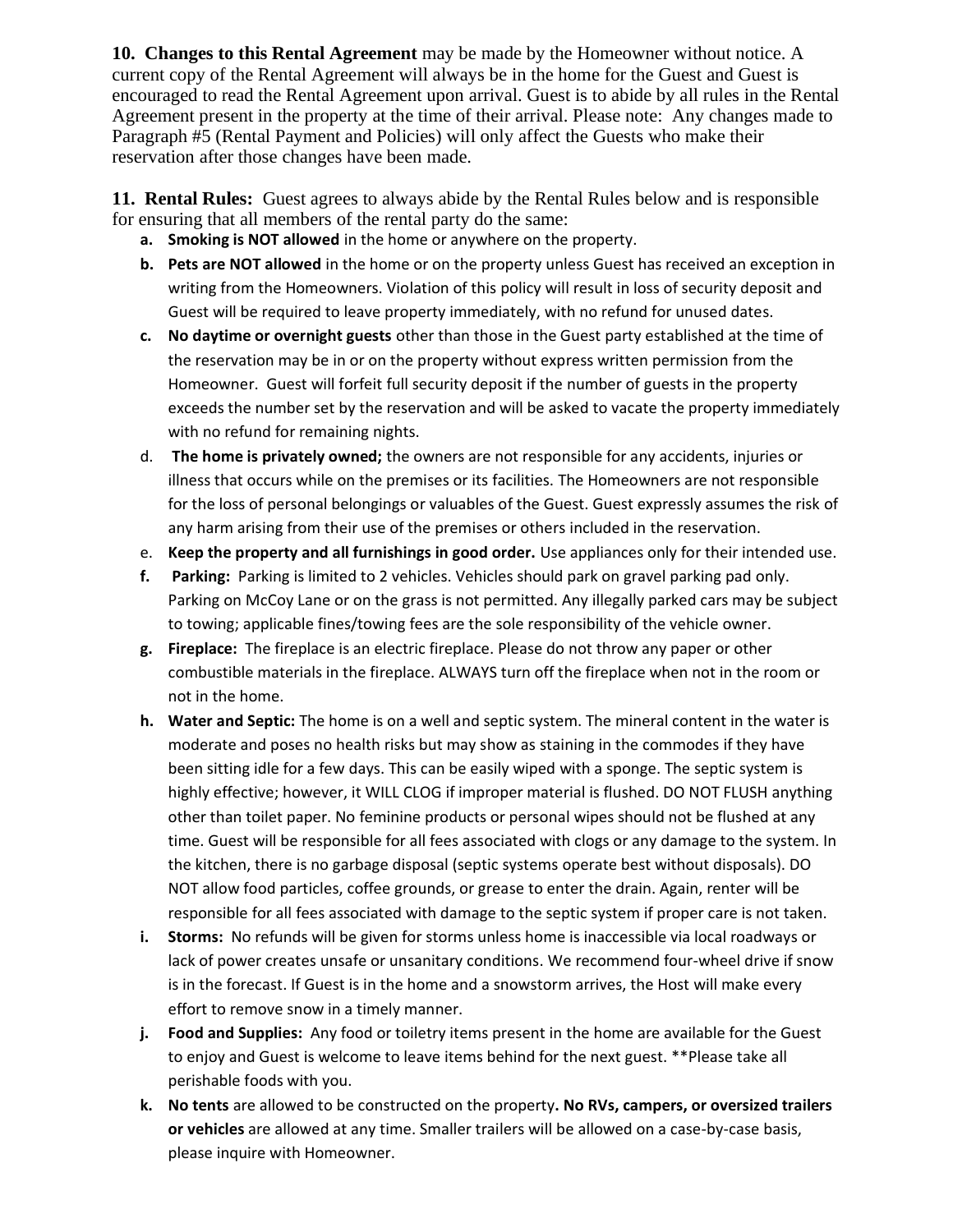**10. Changes to this Rental Agreement** may be made by the Homeowner without notice. A current copy of the Rental Agreement will always be in the home for the Guest and Guest is encouraged to read the Rental Agreement upon arrival. Guest is to abide by all rules in the Rental Agreement present in the property at the time of their arrival. Please note: Any changes made to Paragraph #5 (Rental Payment and Policies) will only affect the Guests who make their reservation after those changes have been made.

**11. Rental Rules:** Guest agrees to always abide by the Rental Rules below and is responsible for ensuring that all members of the rental party do the same:

a. **Smoking is NOT allowed** in the home or anywhere on the property.

b. **Pets are NOT allowed** in the home or on the property unless Guest has received an exception in writing from the Homeowners. Violation of this policy will result in loss of security deposit and Guest will be required to leave property immediately, with no refund for unused dates.

c. **No daytime or overnight guests** other than those in the Guest party established at the time of the reservation may be in or on the property without express written permission from the Homeowner. Guest will forfeit full security deposit if the number of guests in the property exceeds the number set by the reservation and will be asked to vacate the property immediately with no refund for remaining nights.

d. **The home is privately owned;** the owners are not responsible for any accidents, injuries or illness that occurs while on the premises or its facilities. The Homeowners are not responsible for the loss of personal belongings or valuables of the Guest. Guest expressly assumes the risk of any harm arising from their use of the premises or others included in the reservation.

e. **Keep the property and all furnishings in good order.** Use appliances only for their intended use.

f. **Parking:** Parking is limited to 2 vehicles. Vehicles should park on gravel parking pad only. Parking on McCoy Lane or on the grass is not permitted. Any illegally parked cars may be subject to towing; applicable fines/towing fees are the sole responsibility of the vehicle owner.

g. **Fireplace:** The fireplace is an electric fireplace. Please do not throw any paper or other combustible materials in the fireplace. ALWAYS turn off the fireplace when not in the room or not in the home.

h. **Water and Septic:** The home is on a well and septic system. The mineral content in the water is moderate and poses no health risks but may show as staining in the commodes if they have been sitting idle for a few days. This can be easily wiped with a sponge. The septic system is highly effective; however, it WILL CLOG if improper material is flushed. DO NOT FLUSH anything other than toilet paper. No feminine products or personal wipes should not be flushed at any time. Guest will be responsible for all fees associated with clogs or any damage to the system. In the kitchen, there is no garbage disposal (septic systems operate best without disposals). DO NOT allow food particles, coffee grounds, or grease to enter the drain. Again, renter will be responsible for all fees associated with damage to the septic system if proper care is not taken.

i. **Storms:** No refunds will be given for storms unless home is inaccessible via local roadways or lack of power creates unsafe or unsanitary conditions. We recommend four-wheel drive if snow is in the forecast. If Guest is in the home and a snowstorm arrives, the Host will make every effort to remove snow in a timely manner.

j. **Food and Supplies:** Any food or toiletry items present in the home are available for the Guest to enjoy and Guest is welcome to leave items behind for the next guest. **Please take all perishable foods with you.

k. **No tents** are allowed to be constructed on the property**. No RVs, campers, or oversized trailers or vehicles** are allowed at any time. Smaller trailers will be allowed on a case-by-case basis, please inquire with Homeowner.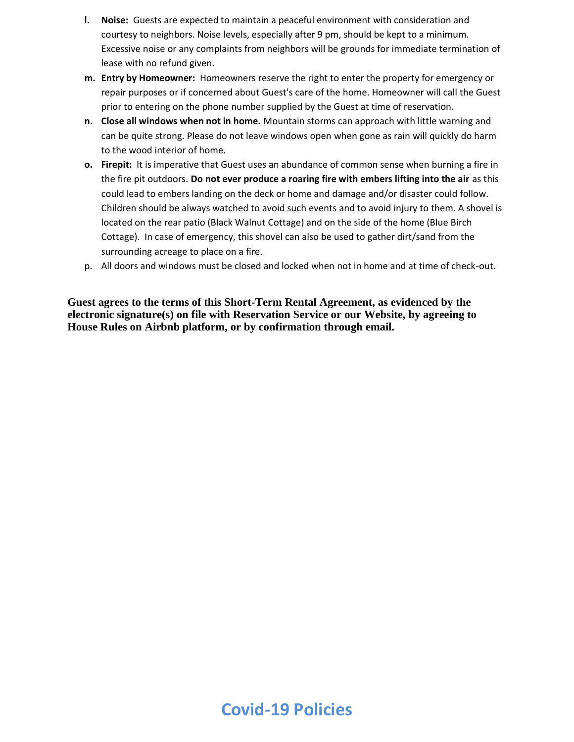l. **Noise:** Guests are expected to maintain a peaceful environment with consideration and courtesy to neighbors. Noise levels, especially after 9 pm, should be kept to a minimum. Excessive noise or any complaints from neighbors will be grounds for immediate termination of lease with no refund given.

m. **Entry by Homeowner:** Homeowners reserve the right to enter the property for emergency or repair purposes or if concerned about Guest's care of the home. Homeowner will call the Guest prior to entering on the phone number supplied by the Guest at time of reservation.

n. **Close all windows when not in home.** Mountain storms can approach with little warning and can be quite strong. Please do not leave windows open when gone as rain will quickly do harm to the wood interior of home.

o. **Firepit:** It is imperative that Guest uses an abundance of common sense when burning a fire in the fire pit outdoors. **Do not ever produce a roaring fire with embers lifting into the air** as this could lead to embers landing on the deck or home and damage and/or disaster could follow. Children should be always watched to avoid such events and to avoid injury to them. A shovel is located on the rear patio (Black Walnut Cottage) and on the side of the home (Blue Birch Cottage). In case of emergency, this shovel can also be used to gather dirt/sand from the surrounding acreage to place on a fire.

p. All doors and windows must be closed and locked when not in home and at time of check-out.

**Guest agrees to the terms of this Short-Term Rental Agreement, as evidenced by the electronic signature(s) on file with Reservation Service or our Website, by agreeing to House Rules on Airbnb platform, or by confirmation through email.**

## Covid-19 Policies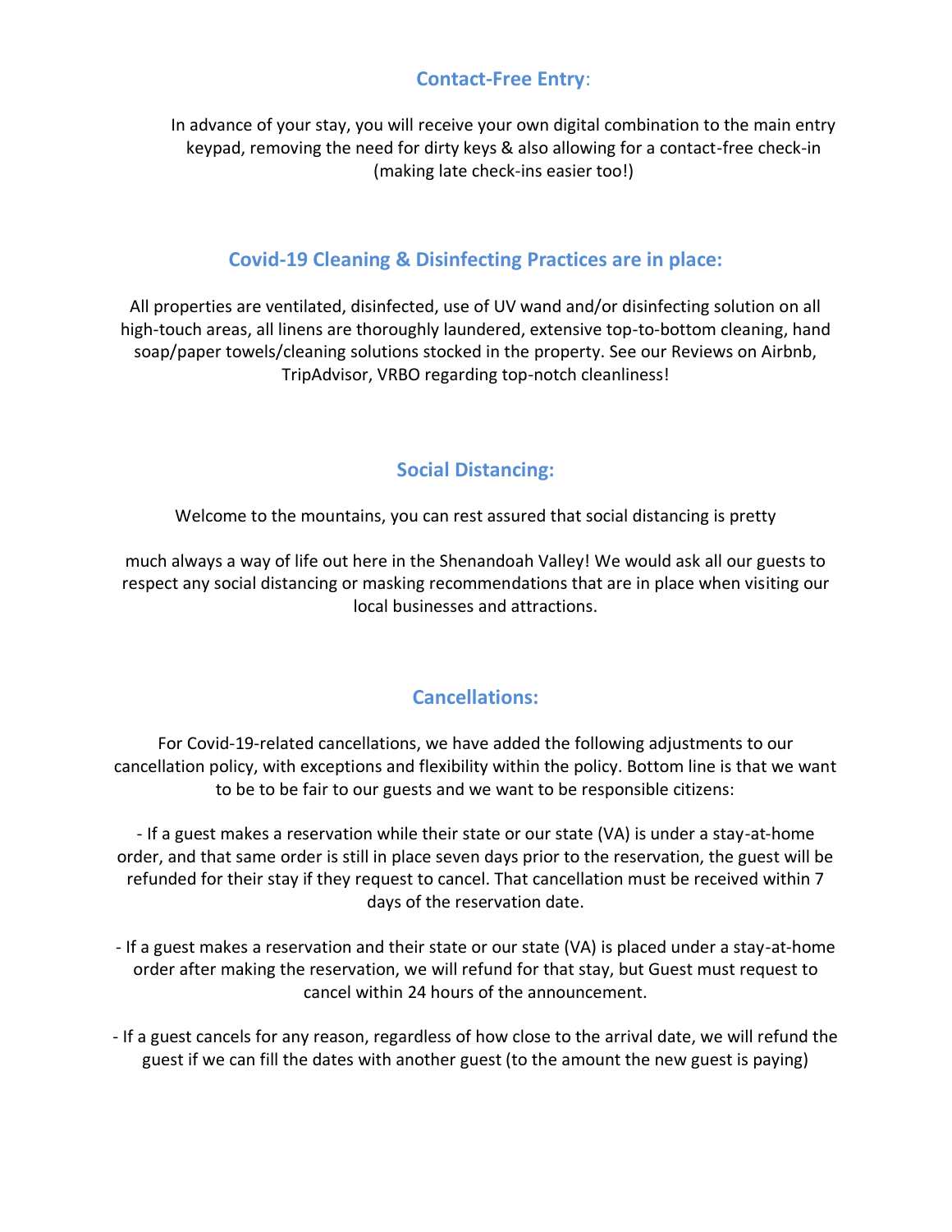## Contact-Free Entry:

In advance of your stay, you will receive your own digital combination to the main entry keypad, removing the need for dirty keys & also allowing for a contact-free check-in (making late check-ins easier too!)

## Covid-19 Cleaning & Disinfecting Practices are in place:

All properties are ventilated, disinfected, use of UV wand and/or disinfecting solution on all high-touch areas, all linens are thoroughly laundered, extensive top-to-bottom cleaning, hand soap/paper towels/cleaning solutions stocked in the property. See our Reviews on Airbnb, TripAdvisor, VRBO regarding top-notch cleanliness!

## Social Distancing:

Welcome to the mountains, you can rest assured that social distancing is pretty

much always a way of life out here in the Shenandoah Valley! We would ask all our guests to respect any social distancing or masking recommendations that are in place when visiting our local businesses and attractions.

## Cancellations:

For Covid-19-related cancellations, we have added the following adjustments to our cancellation policy, with exceptions and flexibility within the policy. Bottom line is that we want to be to be fair to our guests and we want to be responsible citizens:

- If a guest makes a reservation while their state or our state (VA) is under a stay-at-home order, and that same order is still in place seven days prior to the reservation, the guest will be refunded for their stay if they request to cancel. That cancellation must be received within 7 days of the reservation date.

- If a guest makes a reservation and their state or our state (VA) is placed under a stay-at-home order after making the reservation, we will refund for that stay, but Guest must request to cancel within 24 hours of the announcement.

- If a guest cancels for any reason, regardless of how close to the arrival date, we will refund the guest if we can fill the dates with another guest (to the amount the new guest is paying)